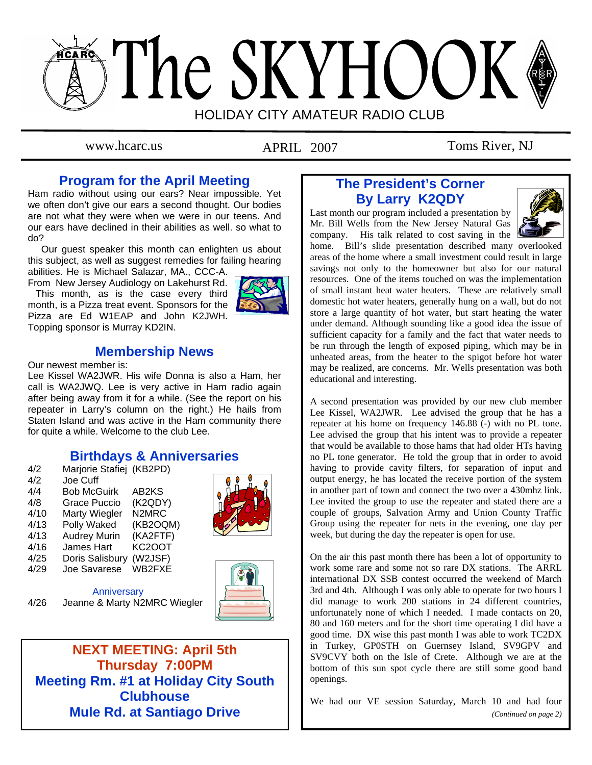# The SKYHOOK

HOLIDAY CITY AMATEUR RADIO CLUB

www.hcarc.us | APRIL 2007 | Toms River, NJ

## Program for the April Meeting

Ham radio without using our ears? Near impossible. Yet we often don't give our ears a second thought. Our bodies are not what they were when we were in our teens. And our ears have declined in their abilities as well. so what to do?

Our guest speaker this month can enlighten us about this subject, as well as suggest remedies for failing hearing abilities. He is Michael Salazar, MA., CCC-A. From New Jersey Audiology on Lakehurst Rd.

This month, as is the case every third month, is a Pizza treat event. Sponsors for the Pizza are Ed W1EAP and John K2JWH. Topping sponsor is Murray KD2IN.

## Membership News

Our newest member is:

Lee Kissel WA2JWR. His wife Donna is also a Ham, her call is WA2JWQ. Lee is very active in Ham radio again after being away from it for a while. (See the report on his repeater in Larry's column on the right.) He hails from Staten Island and was active in the Ham community there for quite a while. Welcome to the club Lee.

## Birthdays & Anniversaries

| | | |
|---|---|---|
| 4/2 | Marjorie Stafiej | (KB2PD) |
| 4/2 | Joe Cuff | |
| 4/4 | Bob McGuirk | AB2KS |
| 4/8 | Grace Puccio | (K2QDY) |
| 4/10 | Marty Wiegler | N2MRC |
| 4/13 | Polly Waked | (KB2OQM) |
| 4/13 | Audrey Murin | (KA2FTF) |
| 4/16 | James Hart | KC2OOT |
| 4/25 | Doris Salisbury | (W2JSF) |
| 4/29 | Joe Savarese | WB2FXE |

Anniversary

4/26 Jeanne & Marty N2MRC Wiegler

**NEXT MEETING: April 5th**
**Thursday 7:00PM**
**Meeting Rm. #1 at Holiday City South Clubhouse**
**Mule Rd. at Santiago Drive**

## The President's Corner
## By Larry K2QDY

Last month our program included a presentation by Mr. Bill Wells from the New Jersey Natural Gas company. His talk related to cost saving in the home. Bill's slide presentation described many overlooked areas of the home where a small investment could result in large savings not only to the homeowner but also for our natural resources. One of the items touched on was the implementation of small instant heat water heaters. These are relatively small domestic hot water heaters, generally hung on a wall, but do not store a large quantity of hot water, but start heating the water under demand. Although sounding like a good idea the issue of sufficient capacity for a family and the fact that water needs to be run through the length of exposed piping, which may be in unheated areas, from the heater to the spigot before hot water may be realized, are concerns. Mr. Wells presentation was both educational and interesting.

A second presentation was provided by our new club member Lee Kissel, WA2JWR. Lee advised the group that he has a repeater at his home on frequency 146.88 (-) with no PL tone. Lee advised the group that his intent was to provide a repeater that would be available to those hams that had older HTs having no PL tone generator. He told the group that in order to avoid having to provide cavity filters, for separation of input and output energy, he has located the receive portion of the system in another part of town and connect the two over a 430mhz link. Lee invited the group to use the repeater and stated there are a couple of groups, Salvation Army and Union County Traffic Group using the repeater for nets in the evening, one day per week, but during the day the repeater is open for use.

On the air this past month there has been a lot of opportunity to work some rare and some not so rare DX stations. The ARRL international DX SSB contest occurred the weekend of March 3rd and 4th. Although I was only able to operate for two hours I did manage to work 200 stations in 24 different countries, unfortunately none of which I needed. I made contacts on 20, 80 and 160 meters and for the short time operating I did have a good time. DX wise this past month I was able to work TC2DX in Turkey, GP0STH on Guernsey Island, SV9GPV and SV9CVY both on the Isle of Crete. Although we are at the bottom of this sun spot cycle there are still some good band openings.

We had our VE session Saturday, March 10 and had four

*(Continued on page 2)*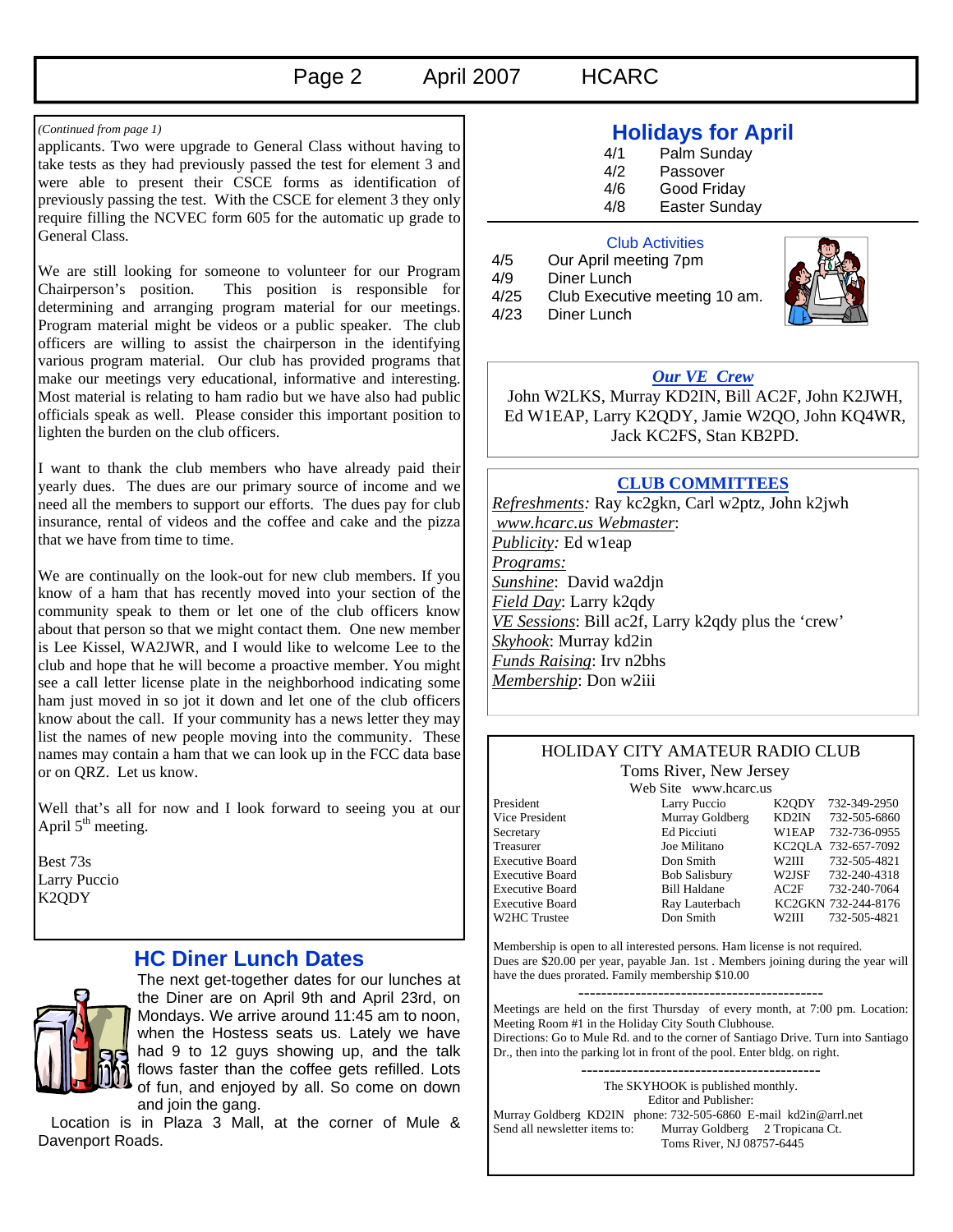*(Continued from page 1)*

applicants. Two were upgrade to General Class without having to take tests as they had previously passed the test for element 3 and were able to present their CSCE forms as identification of previously passing the test. With the CSCE for element 3 they only require filling the NCVEC form 605 for the automatic up grade to General Class.

We are still looking for someone to volunteer for our Program Chairperson's position. This position is responsible for determining and arranging program material for our meetings. Program material might be videos or a public speaker. The club officers are willing to assist the chairperson in the identifying various program material. Our club has provided programs that make our meetings very educational, informative and interesting. Most material is relating to ham radio but we have also had public officials speak as well. Please consider this important position to lighten the burden on the club officers.

I want to thank the club members who have already paid their yearly dues. The dues are our primary source of income and we need all the members to support our efforts. The dues pay for club insurance, rental of videos and the coffee and cake and the pizza that we have from time to time.

We are continually on the look-out for new club members. If you know of a ham that has recently moved into your section of the community speak to them or let one of the club officers know about that person so that we might contact them. One new member is Lee Kissel, WA2JWR, and I would like to welcome Lee to the club and hope that he will become a proactive member. You might see a call letter license plate in the neighborhood indicating some ham just moved in so jot it down and let one of the club officers know about the call. If your community has a news letter they may list the names of new people moving into the community. These names may contain a ham that we can look up in the FCC data base or on QRZ. Let us know.

Well that's all for now and I look forward to seeing you at our April 5th meeting.

Best 73s
Larry Puccio
K2QDY

## HC Diner Lunch Dates

The next get-together dates for our lunches at the Diner are on April 9th and April 23rd, on Mondays. We arrive around 11:45 am to noon, when the Hostess seats us. Lately we have had 9 to 12 guys showing up, and the talk flows faster than the coffee gets refilled. Lots of fun, and enjoyed by all. So come on down and join the gang.

Location is in Plaza 3 Mall, at the corner of Mule & Davenport Roads.

## Holidays for April

| | |
|---|---|
| 4/1 | Palm Sunday |
| 4/2 | Passover |
| 4/6 | Good Friday |
| 4/8 | Easter Sunday |

### Club Activities

| | |
|---|---|
| 4/5 | Our April meeting 7pm |
| 4/9 | Diner Lunch |
| 4/25 | Club Executive meeting 10 am. |
| 4/23 | Diner Lunch |

### *Our VE Crew*

John W2LKS, Murray KD2IN, Bill AC2F, John K2JWH, Ed W1EAP, Larry K2QDY, Jamie W2QO, John KQ4WR, Jack KC2FS, Stan KB2PD.

### CLUB COMMITTEES

*Refreshments:* Ray kc2gkn, Carl w2ptz, John k2jwh
*www.hcarc.us Webmaster*:
*Publicity:* Ed w1eap
*Programs:*
*Sunshine*: David wa2djn
*Field Day*: Larry k2qdy
*VE Sessions*: Bill ac2f, Larry k2qdy plus the 'crew'
*Skyhook*: Murray kd2in
*Funds Raising*: Irv n2bhs
*Membership*: Don w2iii

### HOLIDAY CITY AMATEUR RADIO CLUB

Toms River, New Jersey
Web Site www.hcarc.us

| Position | Name | Call | Phone |
|---|---|---|---|
| President | Larry Puccio | K2QDY | 732-349-2950 |
| Vice President | Murray Goldberg | KD2IN | 732-505-6860 |
| Secretary | Ed Picciuti | W1EAP | 732-736-0955 |
| Treasurer | Joe Militano | KC2QLA | 732-657-7092 |
| Executive Board | Don Smith | W2III | 732-505-4821 |
| Executive Board | Bob Salisbury | W2JSF | 732-240-4318 |
| Executive Board | Bill Haldane | AC2F | 732-240-7064 |
| Executive Board | Ray Lauterbach | KC2GKN | 732-244-8176 |
| W2HC Trustee | Don Smith | W2III | 732-505-4821 |

Membership is open to all interested persons. Ham license is not required. Dues are $20.00 per year, payable Jan. 1st . Members joining during the year will have the dues prorated. Family membership $10.00

---

Meetings are held on the first Thursday of every month, at 7:00 pm. Location: Meeting Room #1 in the Holiday City South Clubhouse.
Directions: Go to Mule Rd. and to the corner of Santiago Drive. Turn into Santiago Dr., then into the parking lot in front of the pool. Enter bldg. on right.

---

The SKYHOOK is published monthly.
Editor and Publisher:
Murray Goldberg KD2IN phone: 732-505-6860 E-mail kd2in@arrl.net
Send all newsletter items to: Murray Goldberg 2 Tropicana Ct.
Toms River, NJ 08757-6445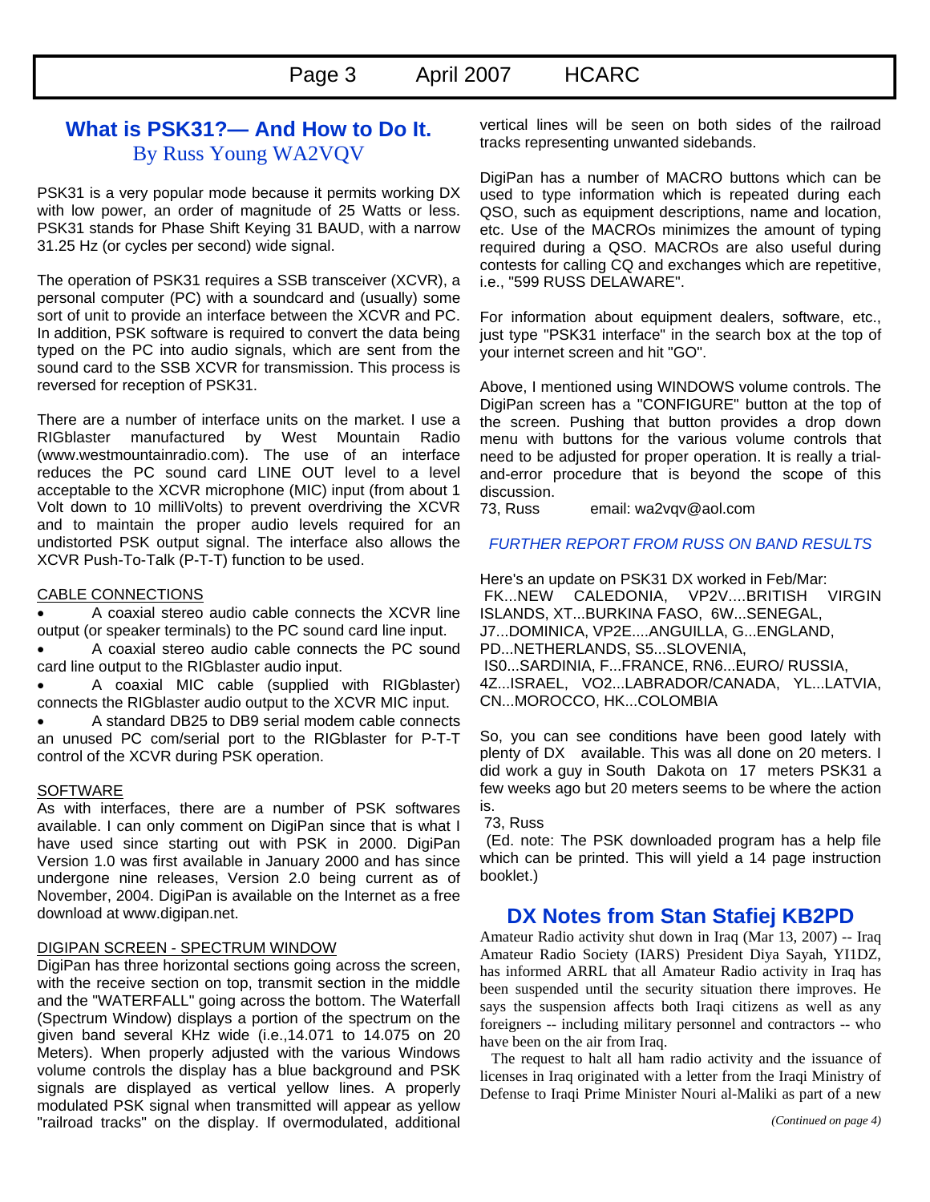## What is PSK31?— And How to Do It.

### By Russ Young WA2VQV

PSK31 is a very popular mode because it permits working DX with low power, an order of magnitude of 25 Watts or less. PSK31 stands for Phase Shift Keying 31 BAUD, with a narrow 31.25 Hz (or cycles per second) wide signal.

The operation of PSK31 requires a SSB transceiver (XCVR), a personal computer (PC) with a soundcard and (usually) some sort of unit to provide an interface between the XCVR and PC. In addition, PSK software is required to convert the data being typed on the PC into audio signals, which are sent from the sound card to the SSB XCVR for transmission. This process is reversed for reception of PSK31.

There are a number of interface units on the market. I use a RIGblaster manufactured by West Mountain Radio (www.westmountainradio.com). The use of an interface reduces the PC sound card LINE OUT level to a level acceptable to the XCVR microphone (MIC) input (from about 1 Volt down to 10 milliVolts) to prevent overdriving the XCVR and to maintain the proper audio levels required for an undistorted PSK output signal. The interface also allows the XCVR Push-To-Talk (P-T-T) function to be used.

CABLE CONNECTIONS

- A coaxial stereo audio cable connects the XCVR line output (or speaker terminals) to the PC sound card line input.
- A coaxial stereo audio cable connects the PC sound card line output to the RIGblaster audio input.
- A coaxial MIC cable (supplied with RIGblaster) connects the RIGblaster audio output to the XCVR MIC input.
- A standard DB25 to DB9 serial modem cable connects an unused PC com/serial port to the RIGblaster for P-T-T control of the XCVR during PSK operation.

SOFTWARE

As with interfaces, there are a number of PSK softwares available. I can only comment on DigiPan since that is what I have used since starting out with PSK in 2000. DigiPan Version 1.0 was first available in January 2000 and has since undergone nine releases, Version 2.0 being current as of November, 2004. DigiPan is available on the Internet as a free download at www.digipan.net.

DIGIPAN SCREEN - SPECTRUM WINDOW

DigiPan has three horizontal sections going across the screen, with the receive section on top, transmit section in the middle and the "WATERFALL" going across the bottom. The Waterfall (Spectrum Window) displays a portion of the spectrum on the given band several KHz wide (i.e.,14.071 to 14.075 on 20 Meters). When properly adjusted with the various Windows volume controls the display has a blue background and PSK signals are displayed as vertical yellow lines. A properly modulated PSK signal when transmitted will appear as yellow "railroad tracks" on the display. If overmodulated, additional vertical lines will be seen on both sides of the railroad tracks representing unwanted sidebands.

DigiPan has a number of MACRO buttons which can be used to type information which is repeated during each QSO, such as equipment descriptions, name and location, etc. Use of the MACROs minimizes the amount of typing required during a QSO. MACROs are also useful during contests for calling CQ and exchanges which are repetitive, i.e., "599 RUSS DELAWARE".

For information about equipment dealers, software, etc., just type "PSK31 interface" in the search box at the top of your internet screen and hit "GO".

Above, I mentioned using WINDOWS volume controls. The DigiPan screen has a "CONFIGURE" button at the top of the screen. Pushing that button provides a drop down menu with buttons for the various volume controls that need to be adjusted for proper operation. It is really a trial-and-error procedure that is beyond the scope of this discussion.

73, Russ email: wa2vqv@aol.com

*FURTHER REPORT FROM RUSS ON BAND RESULTS*

Here's an update on PSK31 DX worked in Feb/Mar:
FK...NEW CALEDONIA, VP2V....BRITISH VIRGIN ISLANDS, XT...BURKINA FASO, 6W...SENEGAL, J7...DOMINICA, VP2E....ANGUILLA, G...ENGLAND, PD...NETHERLANDS, S5...SLOVENIA, IS0...SARDINIA, F...FRANCE, RN6...EURO/ RUSSIA, 4Z...ISRAEL, VO2...LABRADOR/CANADA, YL...LATVIA, CN...MOROCCO, HK...COLOMBIA

So, you can see conditions have been good lately with plenty of DX available. This was all done on 20 meters. I did work a guy in South Dakota on 17 meters PSK31 a few weeks ago but 20 meters seems to be where the action is.

73, Russ

(Ed. note: The PSK downloaded program has a help file which can be printed. This will yield a 14 page instruction booklet.)

## DX Notes from Stan Stafiej KB2PD

Amateur Radio activity shut down in Iraq (Mar 13, 2007) -- Iraq Amateur Radio Society (IARS) President Diya Sayah, YI1DZ, has informed ARRL that all Amateur Radio activity in Iraq has been suspended until the security situation there improves. He says the suspension affects both Iraqi citizens as well as any foreigners -- including military personnel and contractors -- who have been on the air from Iraq.

The request to halt all ham radio activity and the issuance of licenses in Iraq originated with a letter from the Iraqi Ministry of Defense to Iraqi Prime Minister Nouri al-Maliki as part of a new

*(Continued on page 4)*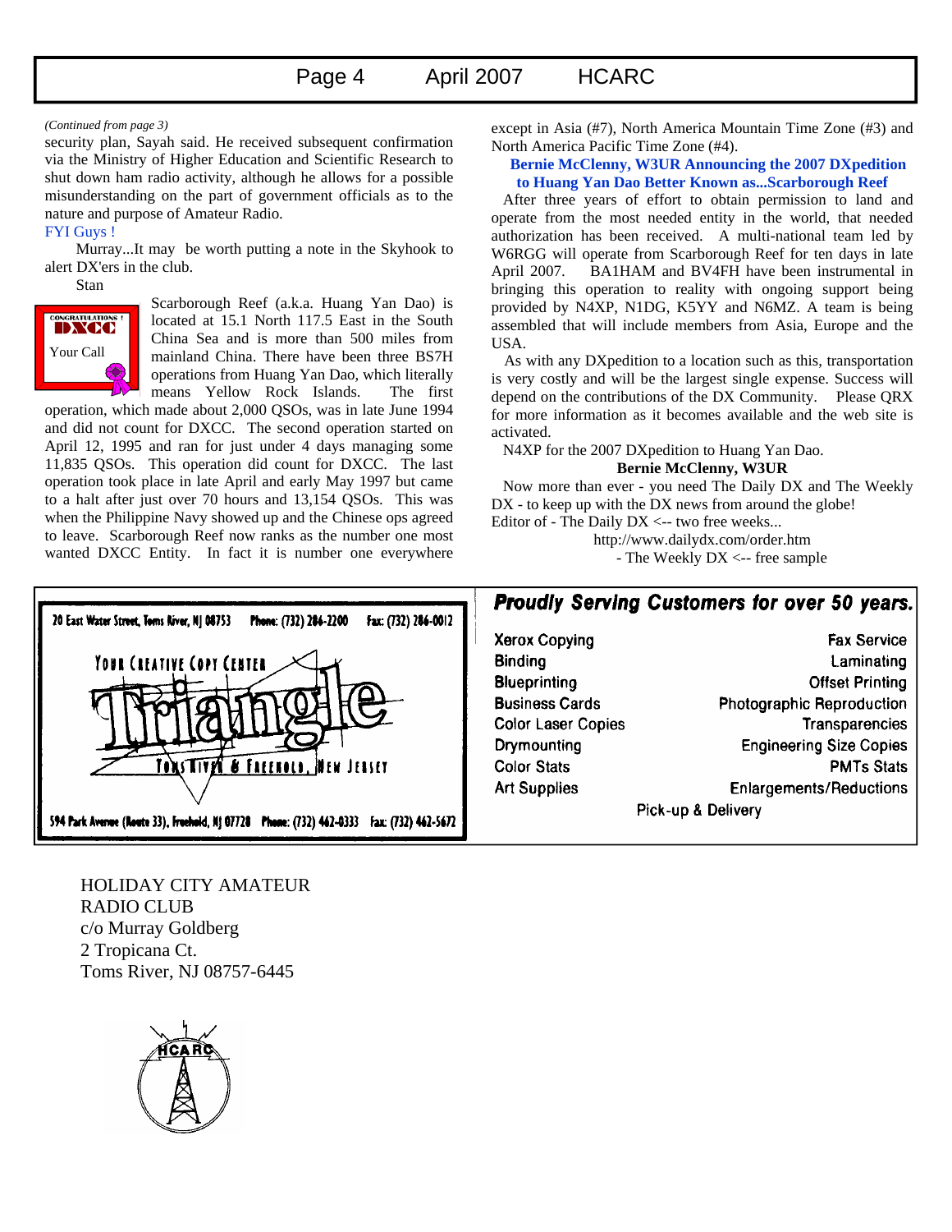*(Continued from page 3)*
security plan, Sayah said. He received subsequent confirmation via the Ministry of Higher Education and Scientific Research to shut down ham radio activity, although he allows for a possible misunderstanding on the part of government officials as to the nature and purpose of Amateur Radio.

FYI Guys !

Murray...It may be worth putting a note in the Skyhook to alert DX'ers in the club.

Stan

CONGRATULATIONS ! DXCC Your Call

Scarborough Reef (a.k.a. Huang Yan Dao) is located at 15.1 North 117.5 East in the South China Sea and is more than 500 miles from mainland China. There have been three BS7H operations from Huang Yan Dao, which literally means Yellow Rock Islands. The first operation, which made about 2,000 QSOs, was in late June 1994 and did not count for DXCC. The second operation started on April 12, 1995 and ran for just under 4 days managing some 11,835 QSOs. This operation did count for DXCC. The last operation took place in late April and early May 1997 but came to a halt after just over 70 hours and 13,154 QSOs. This was when the Philippine Navy showed up and the Chinese ops agreed to leave. Scarborough Reef now ranks as the number one most wanted DXCC Entity. In fact it is number one everywhere except in Asia (#7), North America Mountain Time Zone (#3) and North America Pacific Time Zone (#4).

**Bernie McClenny, W3UR Announcing the 2007 DXpedition to Huang Yan Dao Better Known as...Scarborough Reef**

After three years of effort to obtain permission to land and operate from the most needed entity in the world, that needed authorization has been received. A multi-national team led by W6RGG will operate from Scarborough Reef for ten days in late April 2007. BA1HAM and BV4FH have been instrumental in bringing this operation to reality with ongoing support being provided by N4XP, N1DG, K5YY and N6MZ. A team is being assembled that will include members from Asia, Europe and the USA.

As with any DXpedition to a location such as this, transportation is very costly and will be the largest single expense. Success will depend on the contributions of the DX Community. Please QRX for more information as it becomes available and the web site is activated.

N4XP for the 2007 DXpedition to Huang Yan Dao.

**Bernie McClenny, W3UR**

Now more than ever - you need The Daily DX and The Weekly DX - to keep up with the DX news from around the globe!

Editor of - The Daily DX <-- two free weeks...

http://www.dailydx.com/order.htm

- The Weekly DX <-- free sample

20 East Water Street, Toms River, NJ 08753 Phone: (732) 286-2200 Fax: (732) 286-0012

YOUR CREATIVE COPY CENTER

**Triangle**

TOMS RIVER & FREEHOLD, NEW JERSEY

594 Park Avenue (Route 33), Freehold, NJ 07728 Phone: (732) 462-0333 Fax: (732) 462-5672

***Proudly Serving Customers for over 50 years.***

| | |
|---|---|
| Xerox Copying | Fax Service |
| Binding | Laminating |
| Blueprinting | Offset Printing |
| Business Cards | Photographic Reproduction |
| Color Laser Copies | Transparencies |
| Drymounting | Engineering Size Copies |
| Color Stats | PMTs Stats |
| Art Supplies | Enlargements/Reductions |

Pick-up & Delivery

HOLIDAY CITY AMATEUR
RADIO CLUB
c/o Murray Goldberg
2 Tropicana Ct.
Toms River, NJ 08757-6445

HCARC